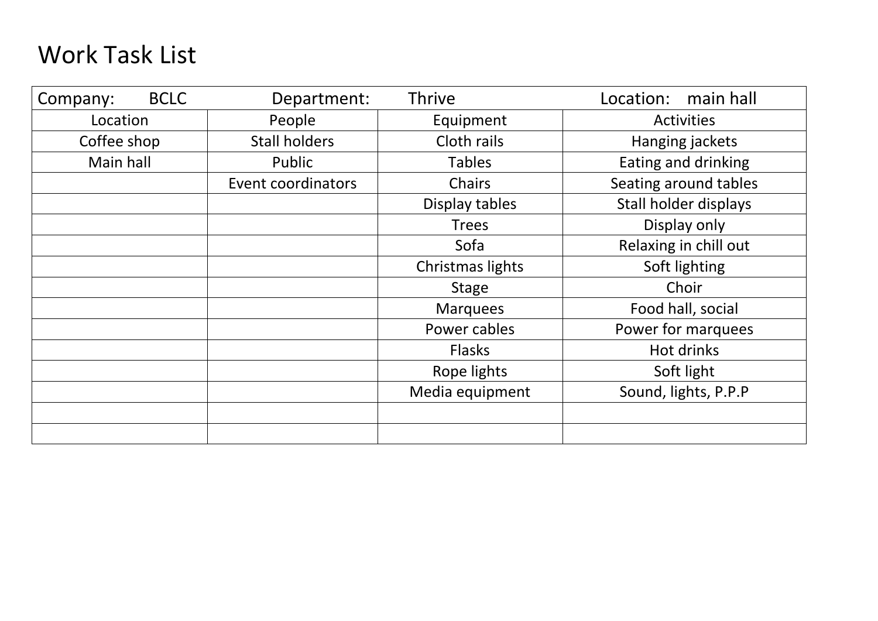# Work Task List

| Company: BCLC | Department: Thrive | | Location: main hall |
|---|---|---|---|
| Location | People | Equipment | Activities |
| Coffee shop | Stall holders | Cloth rails | Hanging jackets |
| Main hall | Public | Tables | Eating and drinking |
| | Event coordinators | Chairs | Seating around tables |
| | | Display tables | Stall holder displays |
| | | Trees | Display only |
| | | Sofa | Relaxing in chill out |
| | | Christmas lights | Soft lighting |
| | | Stage | Choir |
| | | Marquees | Food hall, social |
| | | Power cables | Power for marquees |
| | | Flasks | Hot drinks |
| | | Rope lights | Soft light |
| | | Media equipment | Sound, lights, P.P.P |
| | | | |
| | | | |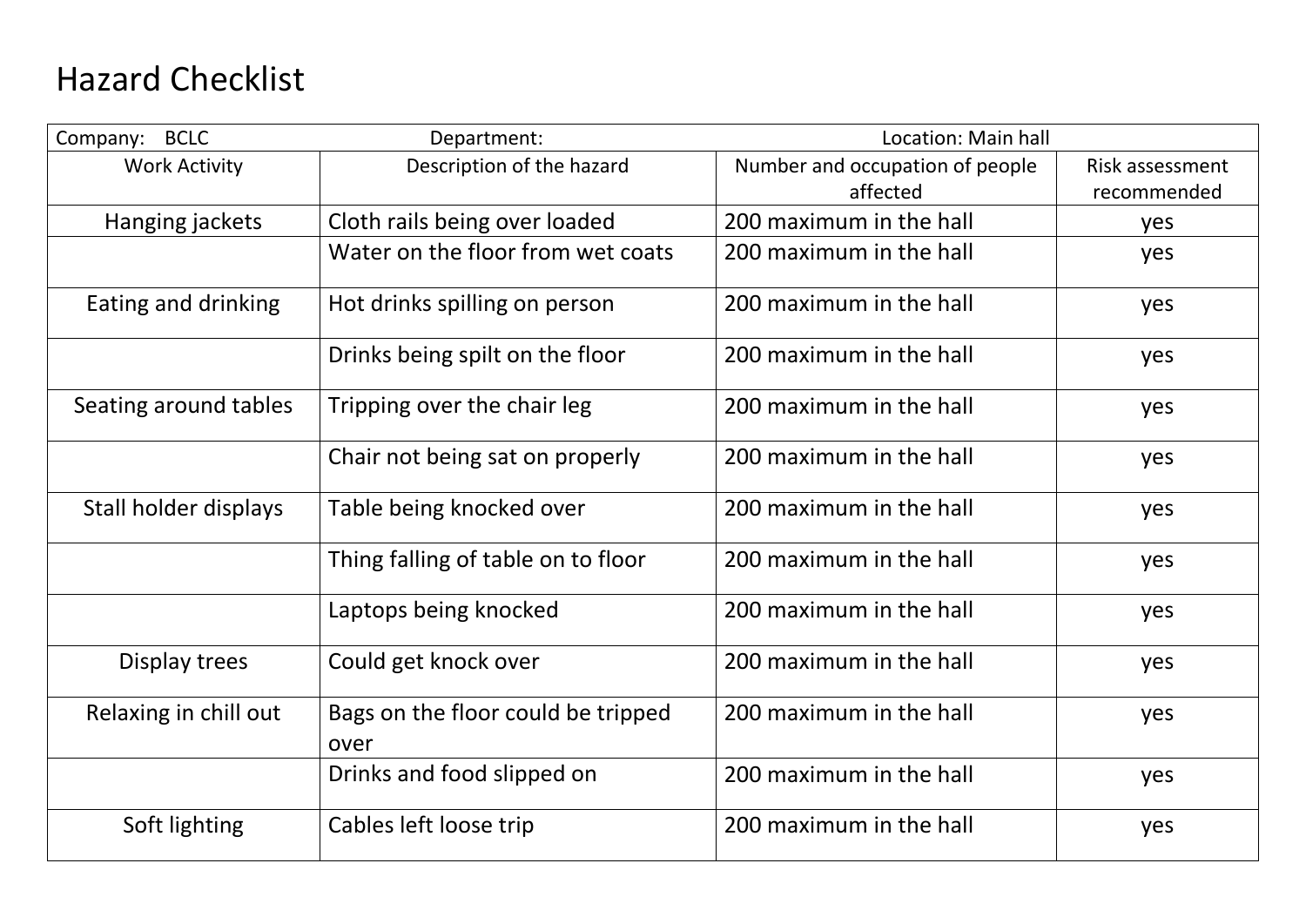# Hazard Checklist

| Company: BCLC | Department: | Location: Main hall | |
|---|---|---|---|
| Work Activity | Description of the hazard | Number and occupation of people affected | Risk assessment recommended |
| Hanging jackets | Cloth rails being over loaded | 200 maximum in the hall | yes |
| | Water on the floor from wet coats | 200 maximum in the hall | yes |
| Eating and drinking | Hot drinks spilling on person | 200 maximum in the hall | yes |
| | Drinks being spilt on the floor | 200 maximum in the hall | yes |
| Seating around tables | Tripping over the chair leg | 200 maximum in the hall | yes |
| | Chair not being sat on properly | 200 maximum in the hall | yes |
| Stall holder displays | Table being knocked over | 200 maximum in the hall | yes |
| | Thing falling of table on to floor | 200 maximum in the hall | yes |
| | Laptops being knocked | 200 maximum in the hall | yes |
| Display trees | Could get knock over | 200 maximum in the hall | yes |
| Relaxing in chill out | Bags on the floor could be tripped over | 200 maximum in the hall | yes |
| | Drinks and food slipped on | 200 maximum in the hall | yes |
| Soft lighting | Cables left loose trip | 200 maximum in the hall | yes |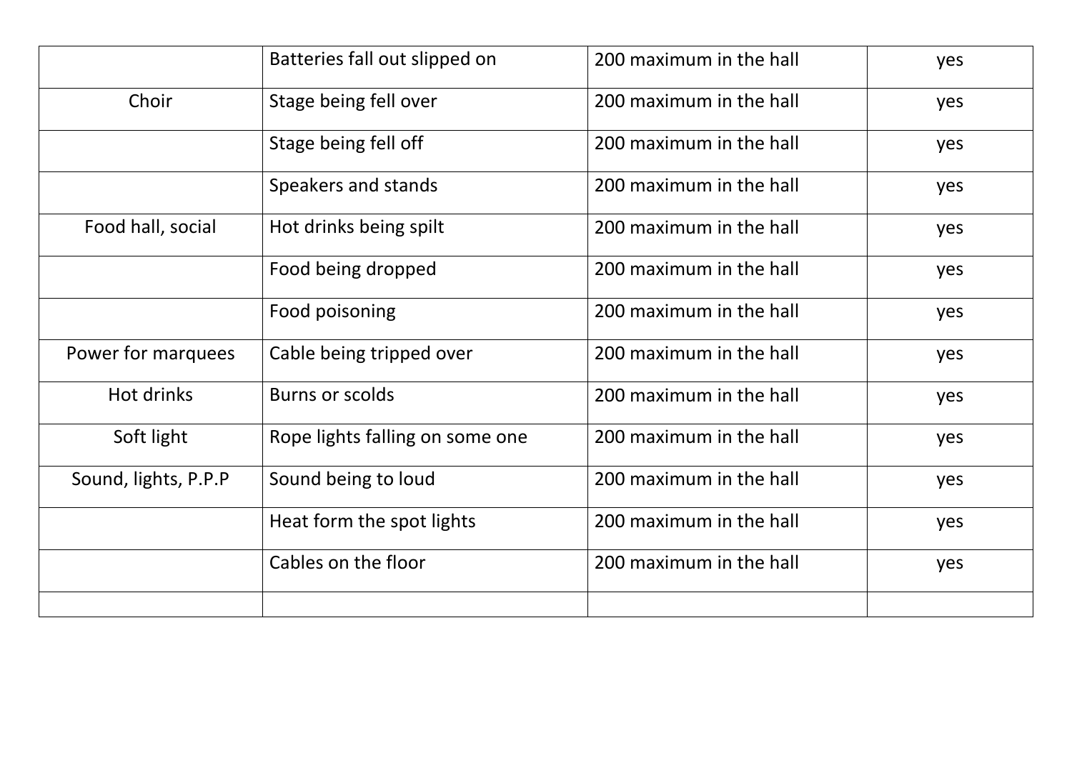| | | | |
|---|---|---|---|
| | Batteries fall out slipped on | 200 maximum in the hall | yes |
| Choir | Stage being fell over | 200 maximum in the hall | yes |
| | Stage being fell off | 200 maximum in the hall | yes |
| | Speakers and stands | 200 maximum in the hall | yes |
| Food hall, social | Hot drinks being spilt | 200 maximum in the hall | yes |
| | Food being dropped | 200 maximum in the hall | yes |
| | Food poisoning | 200 maximum in the hall | yes |
| Power for marquees | Cable being tripped over | 200 maximum in the hall | yes |
| Hot drinks | Burns or scolds | 200 maximum in the hall | yes |
| Soft light | Rope lights falling on some one | 200 maximum in the hall | yes |
| Sound, lights, P.P.P | Sound being to loud | 200 maximum in the hall | yes |
| | Heat form the spot lights | 200 maximum in the hall | yes |
| | Cables on the floor | 200 maximum in the hall | yes |
| | | | |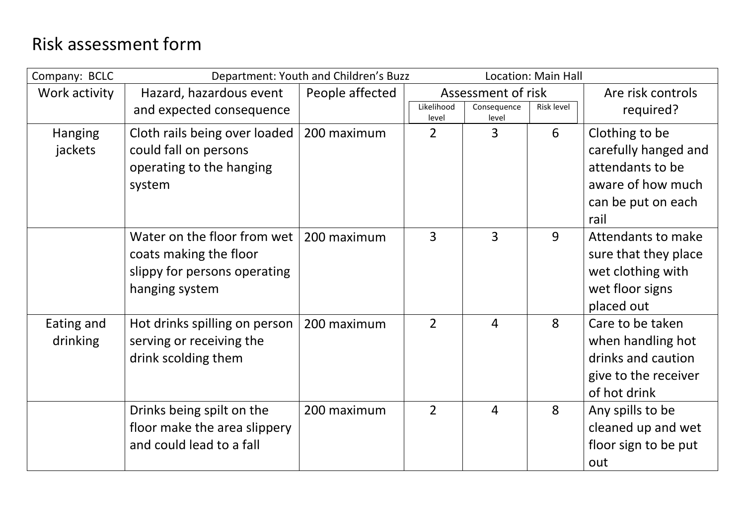# Risk assessment form

| Company: BCLC | Department: Youth and Children's Buzz | | Location: Main Hall | | | |
|---|---|---|---|---|---|---|
| Work activity | Hazard, hazardous event and expected consequence | People affected | Assessment of risk | | | Are risk controls required? |
| | | | Likelihood level | Consequence level | Risk level | |
| Hanging jackets | Cloth rails being over loaded could fall on persons operating to the hanging system | 200 maximum | 2 | 3 | 6 | Clothing to be carefully hanged and attendants to be aware of how much can be put on each rail |
| | Water on the floor from wet coats making the floor slippy for persons operating hanging system | 200 maximum | 3 | 3 | 9 | Attendants to make sure that they place wet clothing with wet floor signs placed out |
| Eating and drinking | Hot drinks spilling on person serving or receiving the drink scolding them | 200 maximum | 2 | 4 | 8 | Care to be taken when handling hot drinks and caution give to the receiver of hot drink |
| | Drinks being spilt on the floor make the area slippery and could lead to a fall | 200 maximum | 2 | 4 | 8 | Any spills to be cleaned up and wet floor sign to be put out |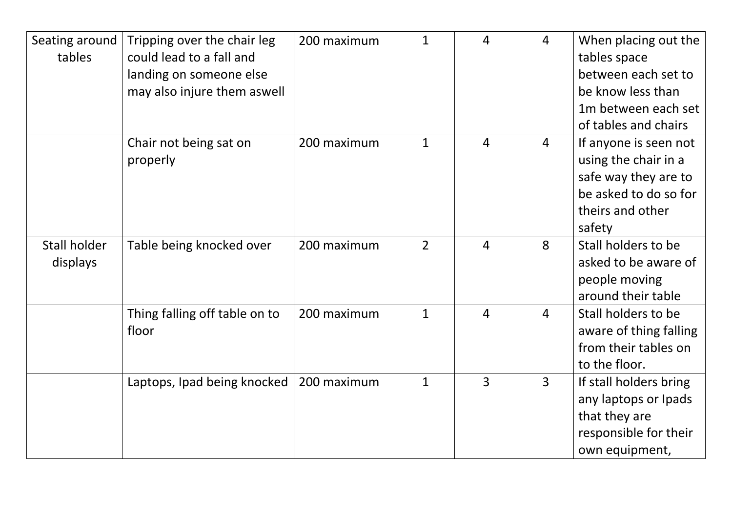| | | | | | | |
|---|---|---|---|---|---|---|
| Seating around tables | Tripping over the chair leg could lead to a fall and landing on someone else may also injure them aswell | 200 maximum | 1 | 4 | 4 | When placing out the tables space between each set to be know less than 1m between each set of tables and chairs |
| | Chair not being sat on properly | 200 maximum | 1 | 4 | 4 | If anyone is seen not using the chair in a safe way they are to be asked to do so for theirs and other safety |
| Stall holder displays | Table being knocked over | 200 maximum | 2 | 4 | 8 | Stall holders to be asked to be aware of people moving around their table |
| | Thing falling off table on to floor | 200 maximum | 1 | 4 | 4 | Stall holders to be aware of thing falling from their tables on to the floor. |
| | Laptops, Ipad being knocked | 200 maximum | 1 | 3 | 3 | If stall holders bring any laptops or Ipads that they are responsible for their own equipment, |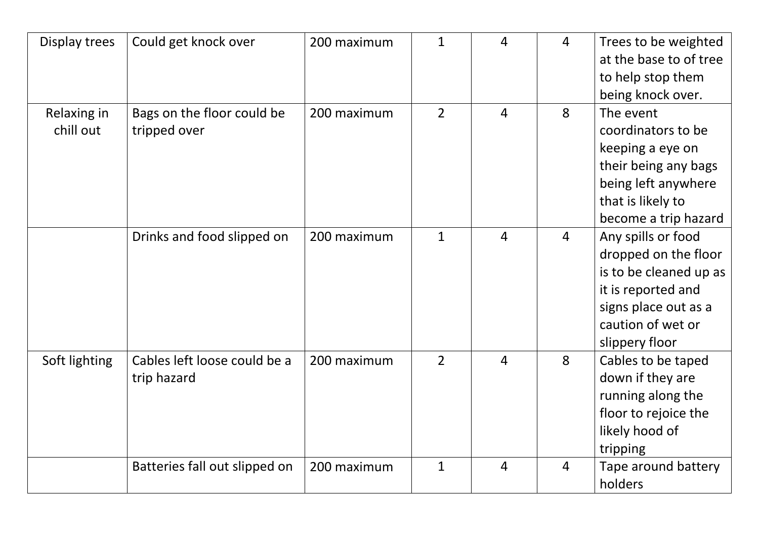| Display trees | Could get knock over | 200 maximum | 1 | 4 | 4 | Trees to be weighted at the base to of tree to help stop them being knock over. |
|---|---|---|---|---|---|---|
| Relaxing in chill out | Bags on the floor could be tripped over | 200 maximum | 2 | 4 | 8 | The event coordinators to be keeping a eye on their being any bags being left anywhere that is likely to become a trip hazard |
| | Drinks and food slipped on | 200 maximum | 1 | 4 | 4 | Any spills or food dropped on the floor is to be cleaned up as it is reported and signs place out as a caution of wet or slippery floor |
| Soft lighting | Cables left loose could be a trip hazard | 200 maximum | 2 | 4 | 8 | Cables to be taped down if they are running along the floor to rejoice the likely hood of tripping |
| | Batteries fall out slipped on | 200 maximum | 1 | 4 | 4 | Tape around battery holders |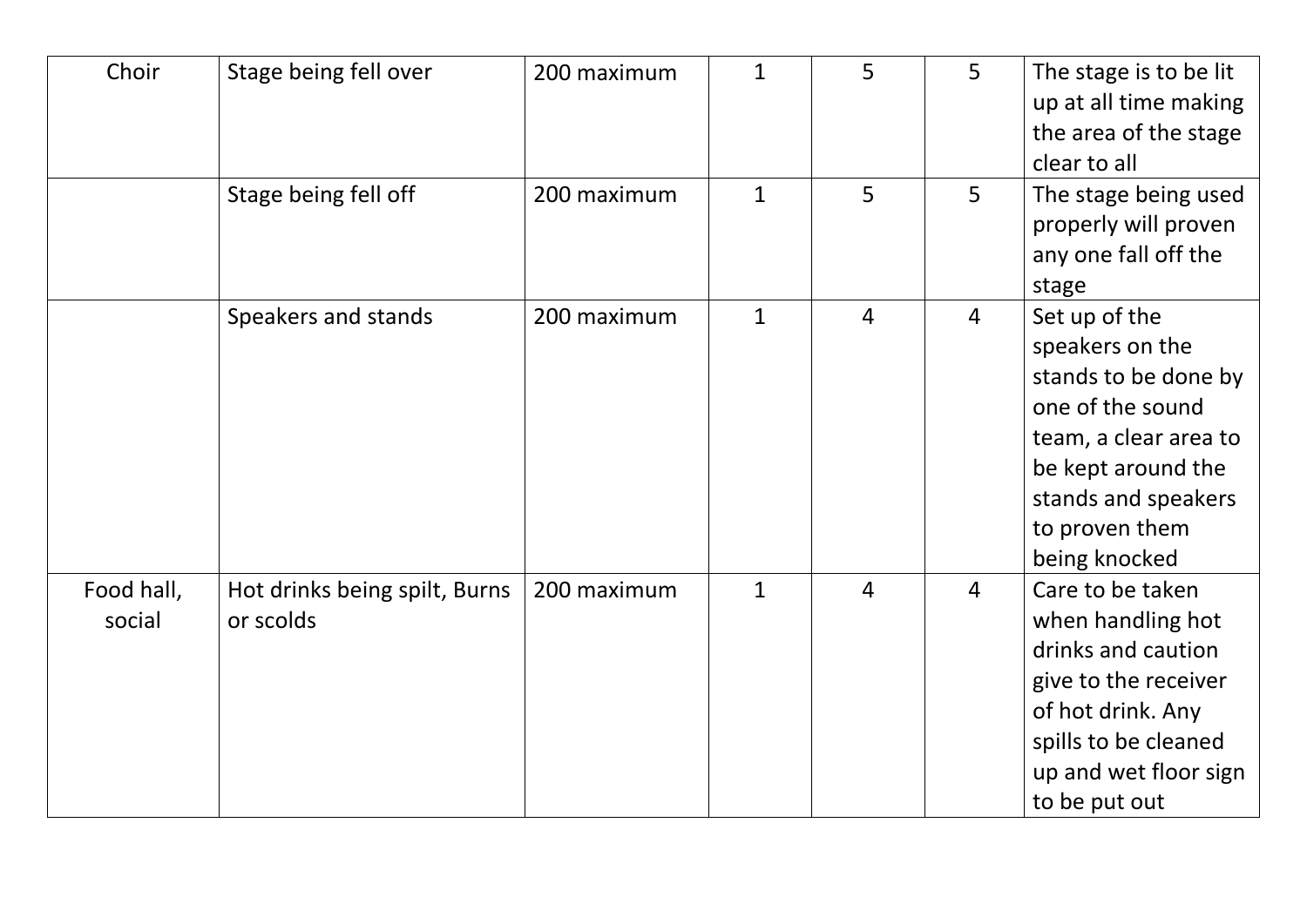| | | | | | | |
|---|---|---|---|---|---|---|
| Choir | Stage being fell over | 200 maximum | 1 | 5 | 5 | The stage is to be lit up at all time making the area of the stage clear to all |
| | Stage being fell off | 200 maximum | 1 | 5 | 5 | The stage being used properly will proven any one fall off the stage |
| | Speakers and stands | 200 maximum | 1 | 4 | 4 | Set up of the speakers on the stands to be done by one of the sound team, a clear area to be kept around the stands and speakers to proven them being knocked |
| Food hall, social | Hot drinks being spilt, Burns or scolds | 200 maximum | 1 | 4 | 4 | Care to be taken when handling hot drinks and caution give to the receiver of hot drink. Any spills to be cleaned up and wet floor sign to be put out |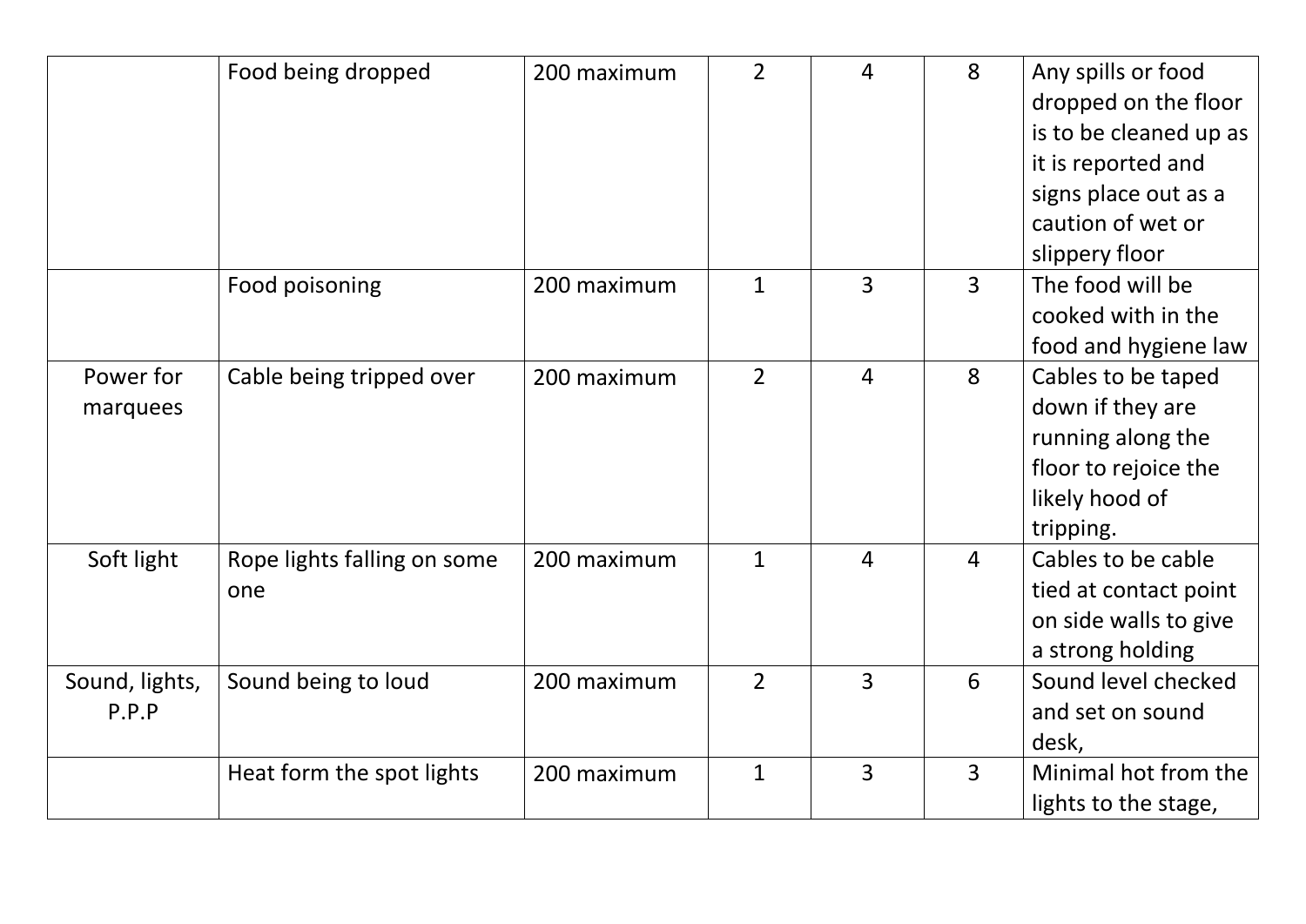| | | | | | | |
|---|---|---|---|---|---|---|
| | Food being dropped | 200 maximum | 2 | 4 | 8 | Any spills or food dropped on the floor is to be cleaned up as it is reported and signs place out as a caution of wet or slippery floor |
| | Food poisoning | 200 maximum | 1 | 3 | 3 | The food will be cooked with in the food and hygiene law |
| Power for marquees | Cable being tripped over | 200 maximum | 2 | 4 | 8 | Cables to be taped down if they are running along the floor to rejoice the likely hood of tripping. |
| Soft light | Rope lights falling on some one | 200 maximum | 1 | 4 | 4 | Cables to be cable tied at contact point on side walls to give a strong holding |
| Sound, lights, P.P.P | Sound being to loud | 200 maximum | 2 | 3 | 6 | Sound level checked and set on sound desk, |
| | Heat form the spot lights | 200 maximum | 1 | 3 | 3 | Minimal hot from the lights to the stage, |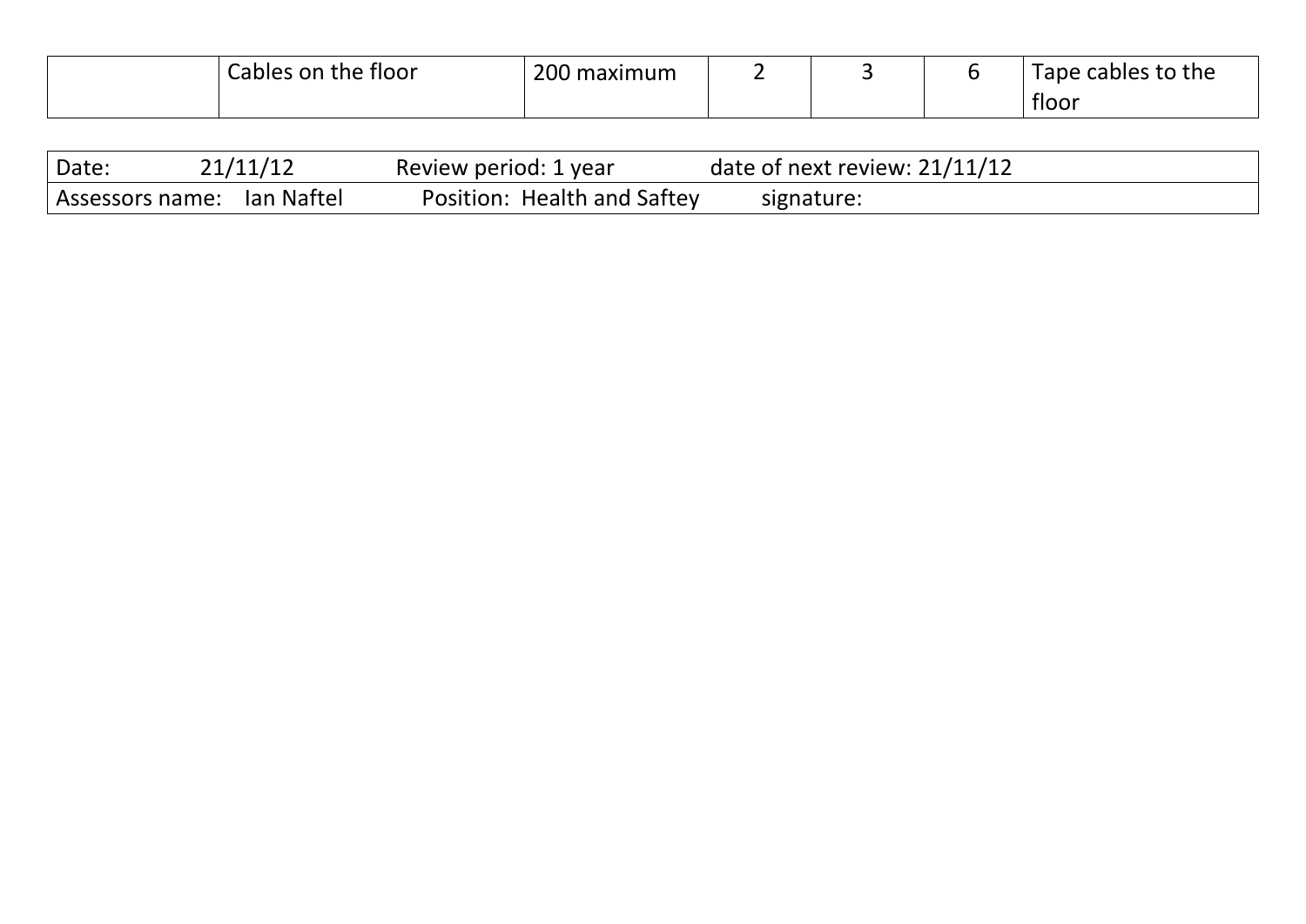| | | | | | | |
|---|---|---|---|---|---|---|
| | Cables on the floor | 200 maximum | 2 | 3 | 6 | Tape cables to the floor |

| | | | |
|---|---|---|---|
| Date: 21/11/12 | Review period: 1 year | date of next review: 21/11/12 | |
| Assessors name: Ian Naftel | Position: Health and Saftey | signature: | |